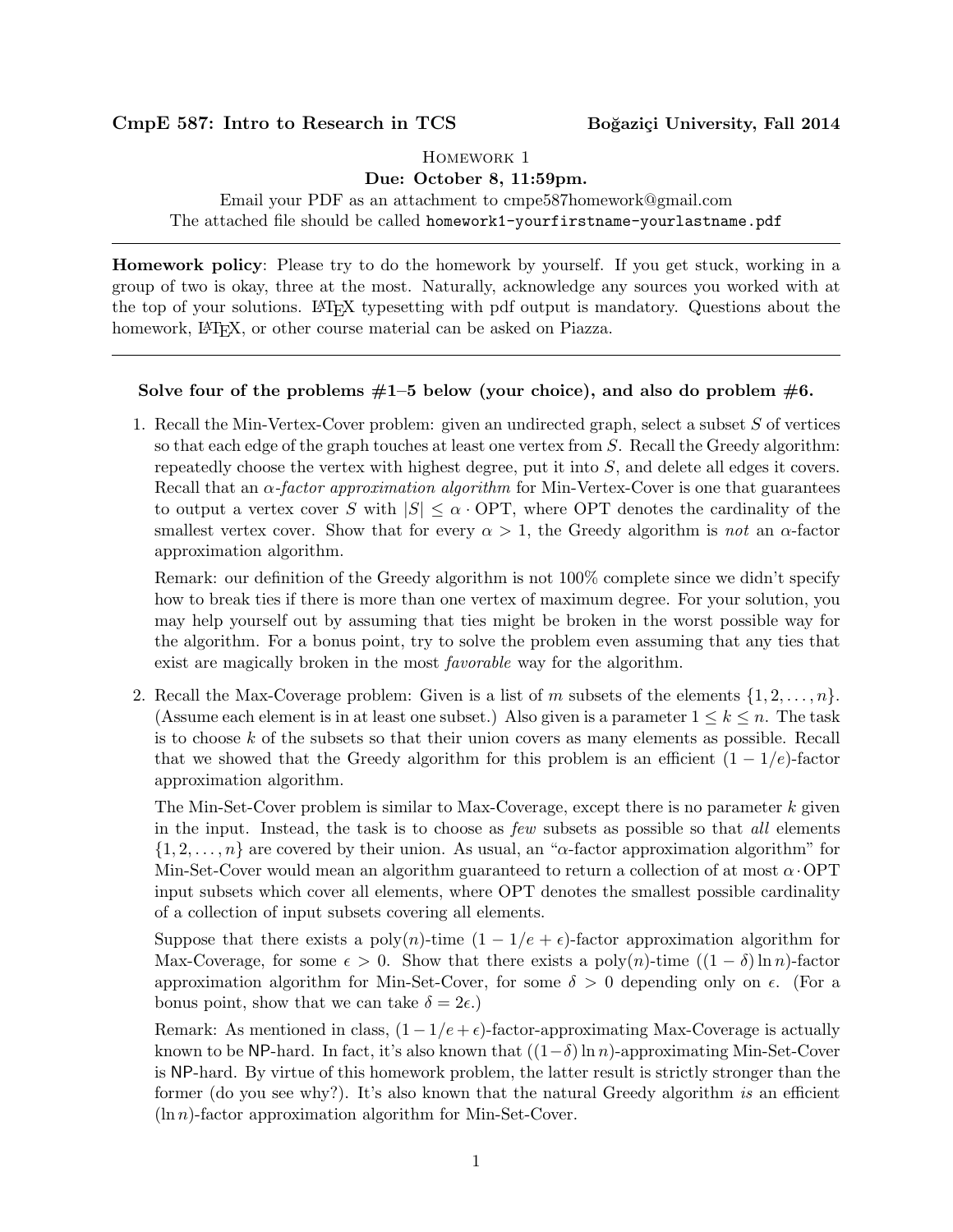**CmpE 587: Intro to Research in TCS** **Boğaziçi University, Fall 2014**

HOMEWORK 1

**Due: October 8, 11:59pm.**

Email your PDF as an attachment to cmpe587homework@gmail.com

The attached file should be called `homework1-yourfirstname-yourlastname.pdf`

---

**Homework policy**: Please try to do the homework by yourself. If you get stuck, working in a group of two is okay, three at the most. Naturally, acknowledge any sources you worked with at the top of your solutions. LaTeX typesetting with pdf output is mandatory. Questions about the homework, LaTeX, or other course material can be asked on Piazza.

---

**Solve four of the problems #1–5 below (your choice), and also do problem #6.**

1. Recall the Min-Vertex-Cover problem: given an undirected graph, select a subset $S$ of vertices so that each edge of the graph touches at least one vertex from $S$. Recall the Greedy algorithm: repeatedly choose the vertex with highest degree, put it into $S$, and delete all edges it covers. Recall that an *$\alpha$-factor approximation algorithm* for Min-Vertex-Cover is one that guarantees to output a vertex cover $S$ with $|S| \leq \alpha \cdot \mathrm{OPT}$, where OPT denotes the cardinality of the smallest vertex cover. Show that for every $\alpha > 1$, the Greedy algorithm is *not* an $\alpha$-factor approximation algorithm.

   Remark: our definition of the Greedy algorithm is not 100% complete since we didn't specify how to break ties if there is more than one vertex of maximum degree. For your solution, you may help yourself out by assuming that ties might be broken in the worst possible way for the algorithm. For a bonus point, try to solve the problem even assuming that any ties that exist are magically broken in the most *favorable* way for the algorithm.

2. Recall the Max-Coverage problem: Given is a list of $m$ subsets of the elements $\{1, 2, \ldots, n\}$. (Assume each element is in at least one subset.) Also given is a parameter $1 \leq k \leq n$. The task is to choose $k$ of the subsets so that their union covers as many elements as possible. Recall that we showed that the Greedy algorithm for this problem is an efficient $(1 - 1/e)$-factor approximation algorithm.

   The Min-Set-Cover problem is similar to Max-Coverage, except there is no parameter $k$ given in the input. Instead, the task is to choose as *few* subsets as possible so that *all* elements $\{1, 2, \ldots, n\}$ are covered by their union. As usual, an "$\alpha$-factor approximation algorithm" for Min-Set-Cover would mean an algorithm guaranteed to return a collection of at most $\alpha \cdot \mathrm{OPT}$ input subsets which cover all elements, where OPT denotes the smallest possible cardinality of a collection of input subsets covering all elements.

   Suppose that there exists a poly($n$)-time $(1 - 1/e + \epsilon)$-factor approximation algorithm for Max-Coverage, for some $\epsilon > 0$. Show that there exists a poly($n$)-time $((1 - \delta) \ln n)$-factor approximation algorithm for Min-Set-Cover, for some $\delta > 0$ depending only on $\epsilon$. (For a bonus point, show that we can take $\delta = 2\epsilon$.)

   Remark: As mentioned in class, $(1 - 1/e + \epsilon)$-factor-approximating Max-Coverage is actually known to be NP-hard. In fact, it's also known that $((1-\delta) \ln n)$-approximating Min-Set-Cover is NP-hard. By virtue of this homework problem, the latter result is strictly stronger than the former (do you see why?). It's also known that the natural Greedy algorithm *is* an efficient $(\ln n)$-factor approximation algorithm for Min-Set-Cover.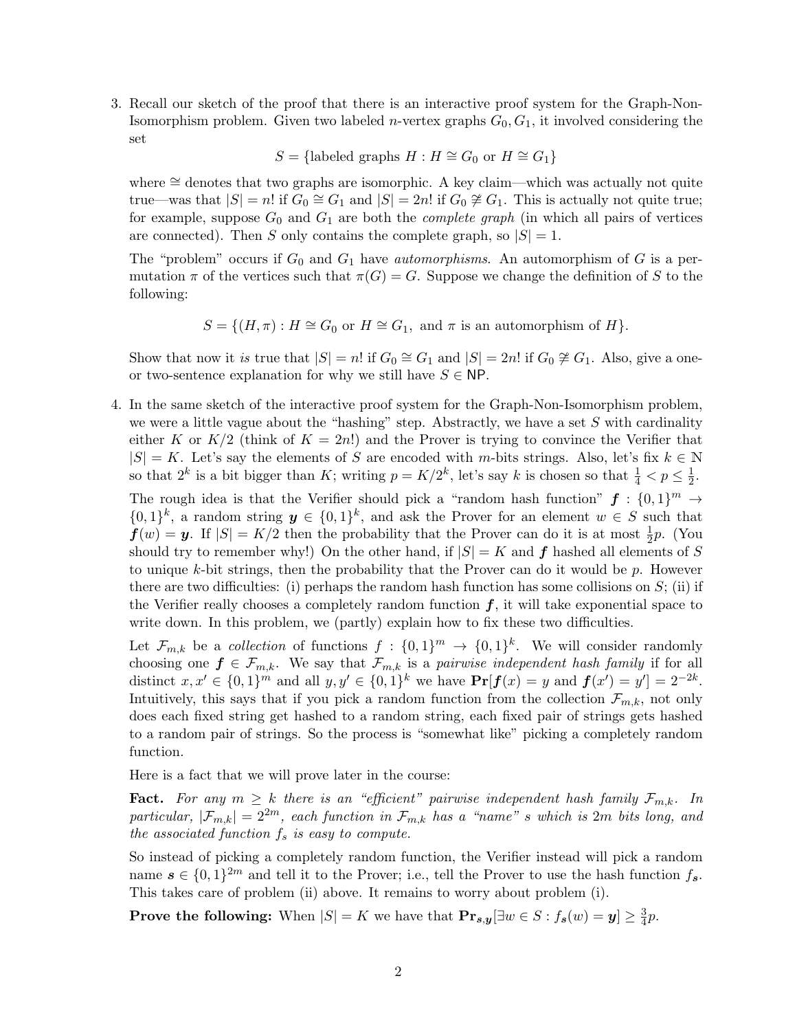3. Recall our sketch of the proof that there is an interactive proof system for the Graph-Non-Isomorphism problem. Given two labeled $n$-vertex graphs $G_0, G_1$, it involved considering the set

$$S = \{\text{labeled graphs } H : H \cong G_0 \text{ or } H \cong G_1\}$$

where $\cong$ denotes that two graphs are isomorphic. A key claim—which was actually not quite true—was that $|S| = n!$ if $G_0 \cong G_1$ and $|S| = 2n!$ if $G_0 \ncong G_1$. This is actually not quite true; for example, suppose $G_0$ and $G_1$ are both the *complete graph* (in which all pairs of vertices are connected). Then $S$ only contains the complete graph, so $|S| = 1$.

The "problem" occurs if $G_0$ and $G_1$ have *automorphisms*. An automorphism of $G$ is a permutation $\pi$ of the vertices such that $\pi(G) = G$. Suppose we change the definition of $S$ to the following:

$$S = \{(H, \pi) : H \cong G_0 \text{ or } H \cong G_1, \text{ and } \pi \text{ is an automorphism of } H\}.$$

Show that now it *is* true that $|S| = n!$ if $G_0 \cong G_1$ and $|S| = 2n!$ if $G_0 \ncong G_1$. Also, give a one- or two-sentence explanation for why we still have $S \in \mathsf{NP}$.

4. In the same sketch of the interactive proof system for the Graph-Non-Isomorphism problem, we were a little vague about the "hashing" step. Abstractly, we have a set $S$ with cardinality either $K$ or $K/2$ (think of $K = 2n!$) and the Prover is trying to convince the Verifier that $|S| = K$. Let's say the elements of $S$ are encoded with $m$-bits strings. Also, let's fix $k \in \mathbb{N}$ so that $2^k$ is a bit bigger than $K$; writing $p = K/2^k$, let's say $k$ is chosen so that $\frac{1}{4} < p \leq \frac{1}{2}$.

The rough idea is that the Verifier should pick a "random hash function" $\boldsymbol{f} : \{0,1\}^m \to \{0,1\}^k$, a random string $\boldsymbol{y} \in \{0,1\}^k$, and ask the Prover for an element $w \in S$ such that $\boldsymbol{f}(w) = \boldsymbol{y}$. If $|S| = K/2$ then the probability that the Prover can do it is at most $\frac{1}{2}p$. (You should try to remember why!) On the other hand, if $|S| = K$ and $\boldsymbol{f}$ hashed all elements of $S$ to unique $k$-bit strings, then the probability that the Prover can do it would be $p$. However there are two difficulties: (i) perhaps the random hash function has some collisions on $S$; (ii) if the Verifier really chooses a completely random function $\boldsymbol{f}$, it will take exponential space to write down. In this problem, we (partly) explain how to fix these two difficulties.

Let $\mathcal{F}_{m,k}$ be a *collection* of functions $f : \{0,1\}^m \to \{0,1\}^k$. We will consider randomly choosing one $\boldsymbol{f} \in \mathcal{F}_{m,k}$. We say that $\mathcal{F}_{m,k}$ is a *pairwise independent hash family* if for all distinct $x, x' \in \{0,1\}^m$ and all $y, y' \in \{0,1\}^k$ we have $\mathbf{Pr}[\boldsymbol{f}(x) = y \text{ and } \boldsymbol{f}(x') = y'] = 2^{-2k}$. Intuitively, this says that if you pick a random function from the collection $\mathcal{F}_{m,k}$, not only does each fixed string get hashed to a random string, each fixed pair of strings gets hashed to a random pair of strings. So the process is "somewhat like" picking a completely random function.

Here is a fact that we will prove later in the course:

**Fact.** *For any $m \geq k$ there is an "efficient" pairwise independent hash family $\mathcal{F}_{m,k}$. In particular, $|\mathcal{F}_{m,k}| = 2^{2m}$, each function in $\mathcal{F}_{m,k}$ has a "name" $s$ which is $2m$ bits long, and the associated function $f_s$ is easy to compute.*

So instead of picking a completely random function, the Verifier instead will pick a random name $\boldsymbol{s} \in \{0,1\}^{2m}$ and tell it to the Prover; i.e., tell the Prover to use the hash function $f_{\boldsymbol{s}}$. This takes care of problem (ii) above. It remains to worry about problem (i).

**Prove the following:** When $|S| = K$ we have that $\mathbf{Pr}_{\boldsymbol{s},\boldsymbol{y}}[\exists w \in S : f_{\boldsymbol{s}}(w) = \boldsymbol{y}] \geq \frac{3}{4}p$.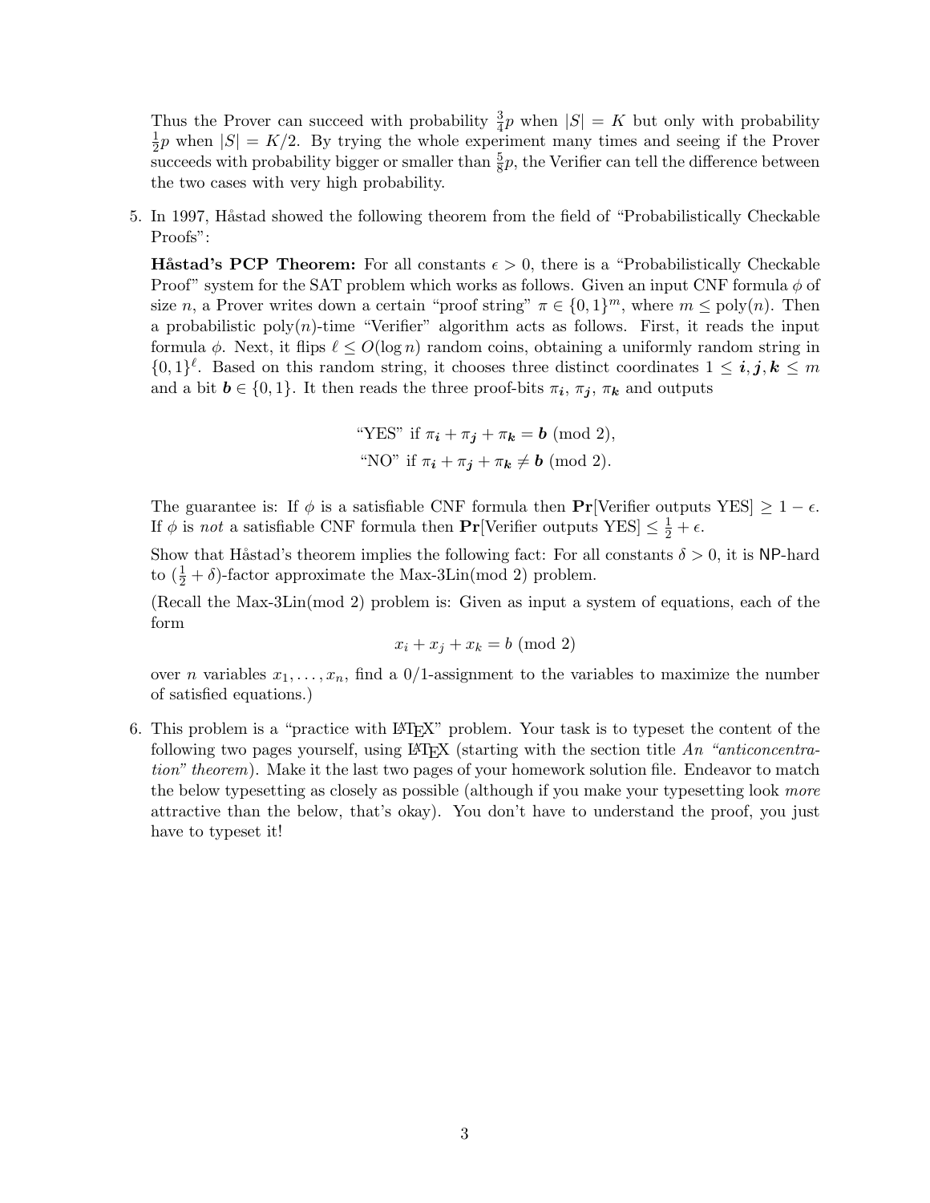Thus the Prover can succeed with probability $\frac{3}{4}p$ when $|S| = K$ but only with probability $\frac{1}{2}p$ when $|S| = K/2$. By trying the whole experiment many times and seeing if the Prover succeeds with probability bigger or smaller than $\frac{5}{8}p$, the Verifier can tell the difference between the two cases with very high probability.

5. In 1997, Håstad showed the following theorem from the field of "Probabilistically Checkable Proofs":

   **Håstad's PCP Theorem:** For all constants $\epsilon > 0$, there is a "Probabilistically Checkable Proof" system for the SAT problem which works as follows. Given an input CNF formula $\phi$ of size $n$, a Prover writes down a certain "proof string" $\pi \in \{0,1\}^m$, where $m \leq \text{poly}(n)$. Then a probabilistic $\text{poly}(n)$-time "Verifier" algorithm acts as follows. First, it reads the input formula $\phi$. Next, it flips $\ell \leq O(\log n)$ random coins, obtaining a uniformly random string in $\{0,1\}^\ell$. Based on this random string, it chooses three distinct coordinates $1 \leq \boldsymbol{i}, \boldsymbol{j}, \boldsymbol{k} \leq m$ and a bit $\boldsymbol{b} \in \{0,1\}$. It then reads the three proof-bits $\pi_{\boldsymbol{i}}$, $\pi_{\boldsymbol{j}}$, $\pi_{\boldsymbol{k}}$ and outputs

   $$\text{"YES" if } \pi_{\boldsymbol{i}} + \pi_{\boldsymbol{j}} + \pi_{\boldsymbol{k}} = \boldsymbol{b} \pmod 2,$$
   $$\text{"NO" if } \pi_{\boldsymbol{i}} + \pi_{\boldsymbol{j}} + \pi_{\boldsymbol{k}} \neq \boldsymbol{b} \pmod 2.$$

   The guarantee is: If $\phi$ is a satisfiable CNF formula then $\mathbf{Pr}[\text{Verifier outputs YES}] \geq 1 - \epsilon$. If $\phi$ is *not* a satisfiable CNF formula then $\mathbf{Pr}[\text{Verifier outputs YES}] \leq \frac{1}{2} + \epsilon$.

   Show that Håstad's theorem implies the following fact: For all constants $\delta > 0$, it is NP-hard to $(\frac{1}{2} + \delta)$-factor approximate the Max-3Lin(mod 2) problem.

   (Recall the Max-3Lin(mod 2) problem is: Given as input a system of equations, each of the form

   $$x_i + x_j + x_k = b \pmod 2$$

   over $n$ variables $x_1, \ldots, x_n$, find a 0/1-assignment to the variables to maximize the number of satisfied equations.)

6. This problem is a "practice with LaTeX" problem. Your task is to typeset the content of the following two pages yourself, using LaTeX (starting with the section title *An "anticoncentration" theorem*). Make it the last two pages of your homework solution file. Endeavor to match the below typesetting as closely as possible (although if you make your typesetting look *more* attractive than the below, that's okay). You don't have to understand the proof, you just have to typeset it!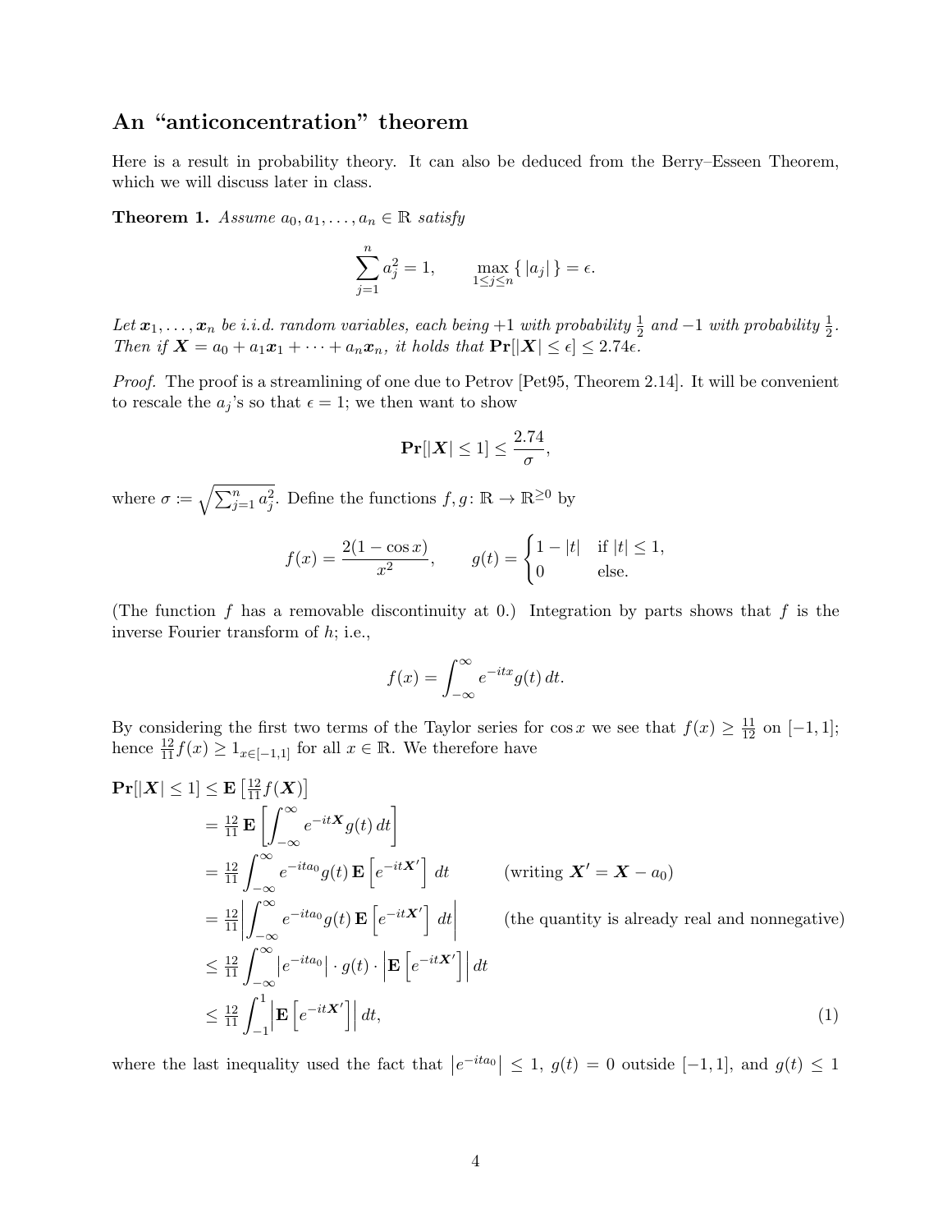## An "anticoncentration" theorem

Here is a result in probability theory. It can also be deduced from the Berry–Esseen Theorem, which we will discuss later in class.

**Theorem 1.** *Assume $a_0, a_1, \ldots, a_n \in \mathbb{R}$ satisfy*

$$\sum_{j=1}^{n} a_j^2 = 1, \qquad \max_{1 \le j \le n} \{ \, |a_j| \, \} = \epsilon.$$

*Let $\boldsymbol{x}_1, \ldots, \boldsymbol{x}_n$ be i.i.d. random variables, each being $+1$ with probability $\frac{1}{2}$ and $-1$ with probability $\frac{1}{2}$. Then if $\boldsymbol{X} = a_0 + a_1\boldsymbol{x}_1 + \cdots + a_n\boldsymbol{x}_n$, it holds that $\mathbf{Pr}[|\boldsymbol{X}| \le \epsilon] \le 2.74\epsilon$.*

*Proof.* The proof is a streamlining of one due to Petrov [Pet95, Theorem 2.14]. It will be convenient to rescale the $a_j$'s so that $\epsilon = 1$; we then want to show

$$\mathbf{Pr}[|\boldsymbol{X}| \le 1] \le \frac{2.74}{\sigma},$$

where $\sigma := \sqrt{\sum_{j=1}^{n} a_j^2}$. Define the functions $f, g \colon \mathbb{R} \to \mathbb{R}^{\ge 0}$ by

$$f(x) = \frac{2(1 - \cos x)}{x^2}, \qquad g(t) = \begin{cases} 1 - |t| & \text{if } |t| \le 1, \\ 0 & \text{else.} \end{cases}$$

(The function $f$ has a removable discontinuity at 0.) Integration by parts shows that $f$ is the inverse Fourier transform of $h$; i.e.,

$$f(x) = \int_{-\infty}^{\infty} e^{-itx} g(t) \, dt.$$

By considering the first two terms of the Taylor series for $\cos x$ we see that $f(x) \ge \frac{11}{12}$ on $[-1, 1]$; hence $\frac{12}{11} f(x) \ge 1_{x \in [-1,1]}$ for all $x \in \mathbb{R}$. We therefore have

$$\begin{aligned}
\mathbf{Pr}[|\boldsymbol{X}| \le 1] &\le \mathbf{E}\left[\tfrac{12}{11} f(\boldsymbol{X})\right] \\
&= \tfrac{12}{11} \, \mathbf{E}\left[\int_{-\infty}^{\infty} e^{-it\boldsymbol{X}} g(t) \, dt\right] \\
&= \tfrac{12}{11} \int_{-\infty}^{\infty} e^{-ita_0} g(t) \, \mathbf{E}\left[e^{-it\boldsymbol{X}'}\right] \, dt \qquad \text{(writing } \boldsymbol{X}' = \boldsymbol{X} - a_0\text{)} \\
&= \tfrac{12}{11} \left| \int_{-\infty}^{\infty} e^{-ita_0} g(t) \, \mathbf{E}\left[e^{-it\boldsymbol{X}'}\right] \, dt \right| \qquad \text{(the quantity is already real and nonnegative)} \\
&\le \tfrac{12}{11} \int_{-\infty}^{\infty} \left| e^{-ita_0} \right| \cdot g(t) \cdot \left| \mathbf{E}\left[e^{-it\boldsymbol{X}'}\right] \right| \, dt \\
&\le \tfrac{12}{11} \int_{-1}^{1} \left| \mathbf{E}\left[e^{-it\boldsymbol{X}'}\right] \right| \, dt, \qquad (1)
\end{aligned}$$

where the last inequality used the fact that $\left|e^{-ita_0}\right| \le 1$, $g(t) = 0$ outside $[-1, 1]$, and $g(t) \le 1$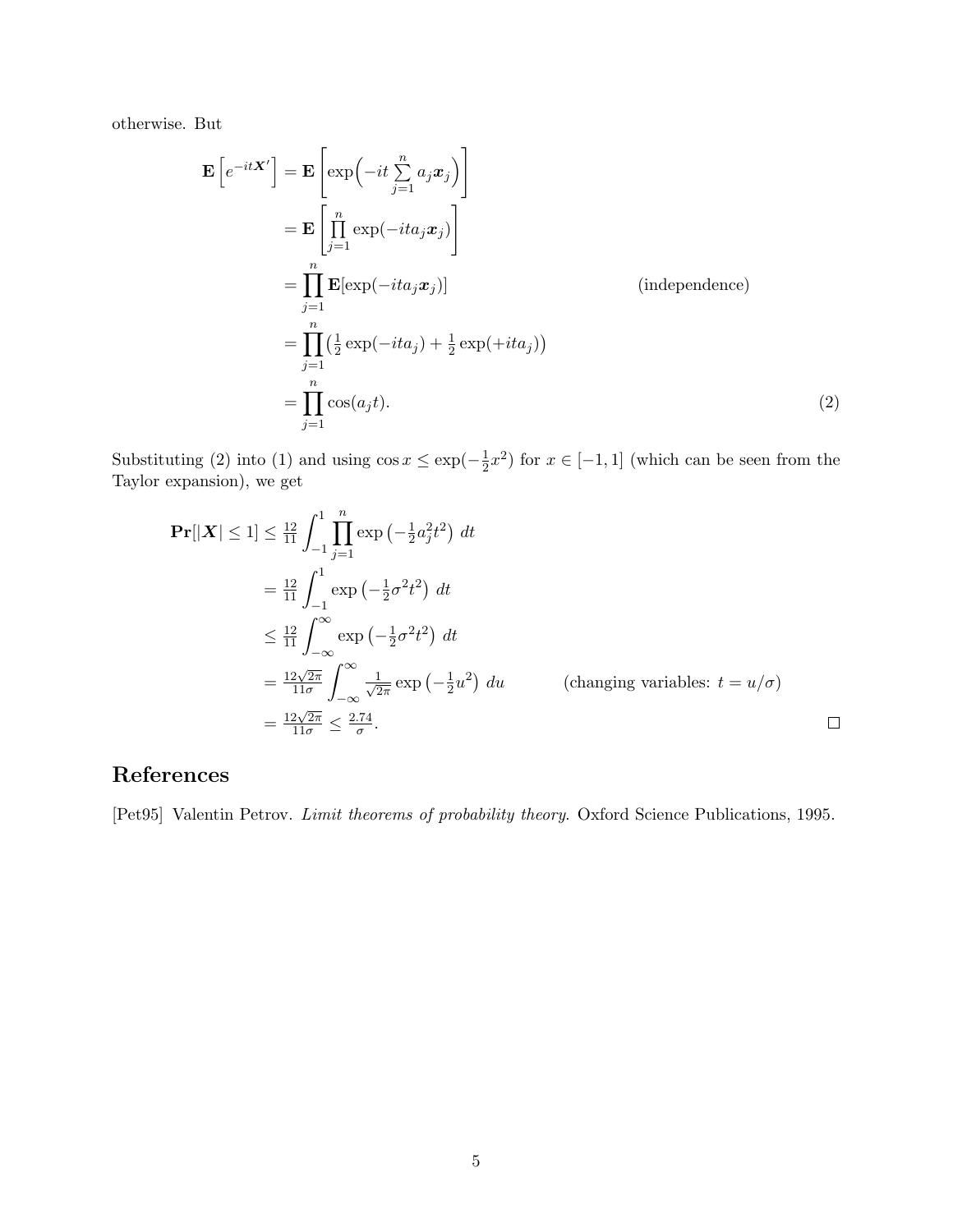otherwise. But

$$
\begin{aligned}
\mathbf{E}\left[e^{-it\boldsymbol{X}'}\right] &= \mathbf{E}\left[\exp\Big(-it\sum_{j=1}^{n} a_j \boldsymbol{x}_j\Big)\right] \\
&= \mathbf{E}\left[\prod_{j=1}^{n} \exp(-ita_j\boldsymbol{x}_j)\right] \\
&= \prod_{j=1}^{n} \mathbf{E}[\exp(-ita_j\boldsymbol{x}_j)] && \text{(independence)} \\
&= \prod_{j=1}^{n} \big(\tfrac{1}{2}\exp(-ita_j) + \tfrac{1}{2}\exp(+ita_j)\big) \\
&= \prod_{j=1}^{n} \cos(a_j t). && (2)
\end{aligned}
$$

Substituting (2) into (1) and using $\cos x \le \exp(-\frac{1}{2}x^2)$ for $x \in [-1, 1]$ (which can be seen from the Taylor expansion), we get

$$
\begin{aligned}
\mathbf{Pr}[|\boldsymbol{X}| \le 1] &\le \tfrac{12}{11}\int_{-1}^{1}\prod_{j=1}^{n}\exp\left(-\tfrac{1}{2}a_j^2t^2\right)\,dt \\
&= \tfrac{12}{11}\int_{-1}^{1}\exp\left(-\tfrac{1}{2}\sigma^2t^2\right)\,dt \\
&\le \tfrac{12}{11}\int_{-\infty}^{\infty}\exp\left(-\tfrac{1}{2}\sigma^2t^2\right)\,dt \\
&= \tfrac{12\sqrt{2\pi}}{11\sigma}\int_{-\infty}^{\infty}\tfrac{1}{\sqrt{2\pi}}\exp\left(-\tfrac{1}{2}u^2\right)\,du && \text{(changing variables: } t = u/\sigma\text{)} \\
&= \tfrac{12\sqrt{2\pi}}{11\sigma} \le \tfrac{2.74}{\sigma}. && \square
\end{aligned}
$$

## References

[Pet95] Valentin Petrov. *Limit theorems of probability theory*. Oxford Science Publications, 1995.